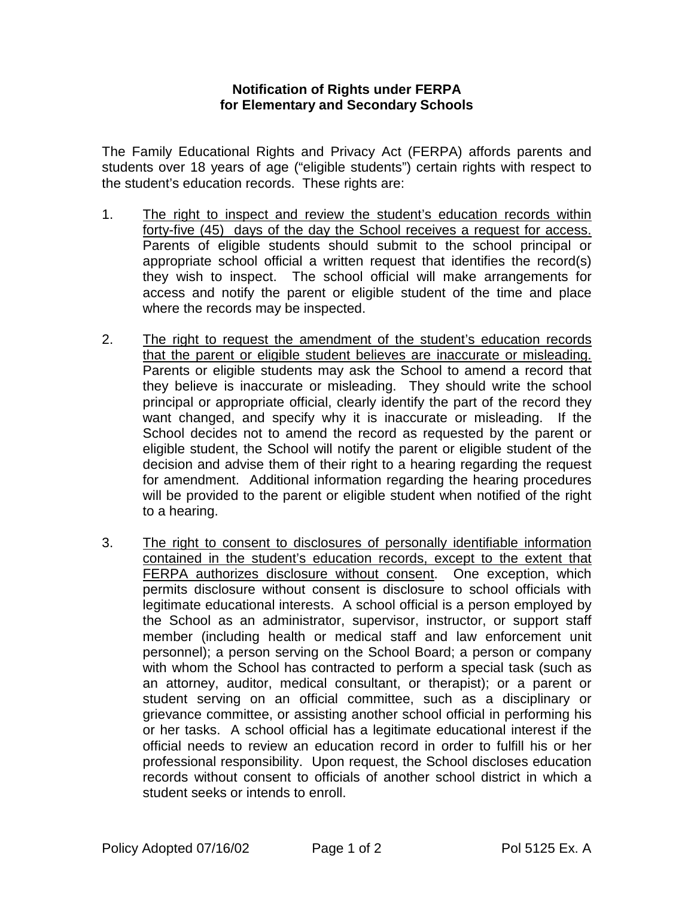# Notification of Rights under FERPA for Elementary and Secondary Schools

The Family Educational Rights and Privacy Act (FERPA) affords parents and students over 18 years of age ("eligible students") certain rights with respect to the student's education records. These rights are:

1. <u>The right to inspect and review the student's education records within forty-five (45) days of the day the School receives a request for access.</u> Parents of eligible students should submit to the school principal or appropriate school official a written request that identifies the record(s) they wish to inspect. The school official will make arrangements for access and notify the parent or eligible student of the time and place where the records may be inspected.

2. <u>The right to request the amendment of the student's education records that the parent or eligible student believes are inaccurate or misleading.</u> Parents or eligible students may ask the School to amend a record that they believe is inaccurate or misleading. They should write the school principal or appropriate official, clearly identify the part of the record they want changed, and specify why it is inaccurate or misleading. If the School decides not to amend the record as requested by the parent or eligible student, the School will notify the parent or eligible student of the decision and advise them of their right to a hearing regarding the request for amendment. Additional information regarding the hearing procedures will be provided to the parent or eligible student when notified of the right to a hearing.

3. <u>The right to consent to disclosures of personally identifiable information contained in the student's education records, except to the extent that FERPA authorizes disclosure without consent</u>. One exception, which permits disclosure without consent is disclosure to school officials with legitimate educational interests. A school official is a person employed by the School as an administrator, supervisor, instructor, or support staff member (including health or medical staff and law enforcement unit personnel); a person serving on the School Board; a person or company with whom the School has contracted to perform a special task (such as an attorney, auditor, medical consultant, or therapist); or a parent or student serving on an official committee, such as a disciplinary or grievance committee, or assisting another school official in performing his or her tasks. A school official has a legitimate educational interest if the official needs to review an education record in order to fulfill his or her professional responsibility. Upon request, the School discloses education records without consent to officials of another school district in which a student seeks or intends to enroll.

Policy Adopted 07/16/02 Pol 5125 Ex. A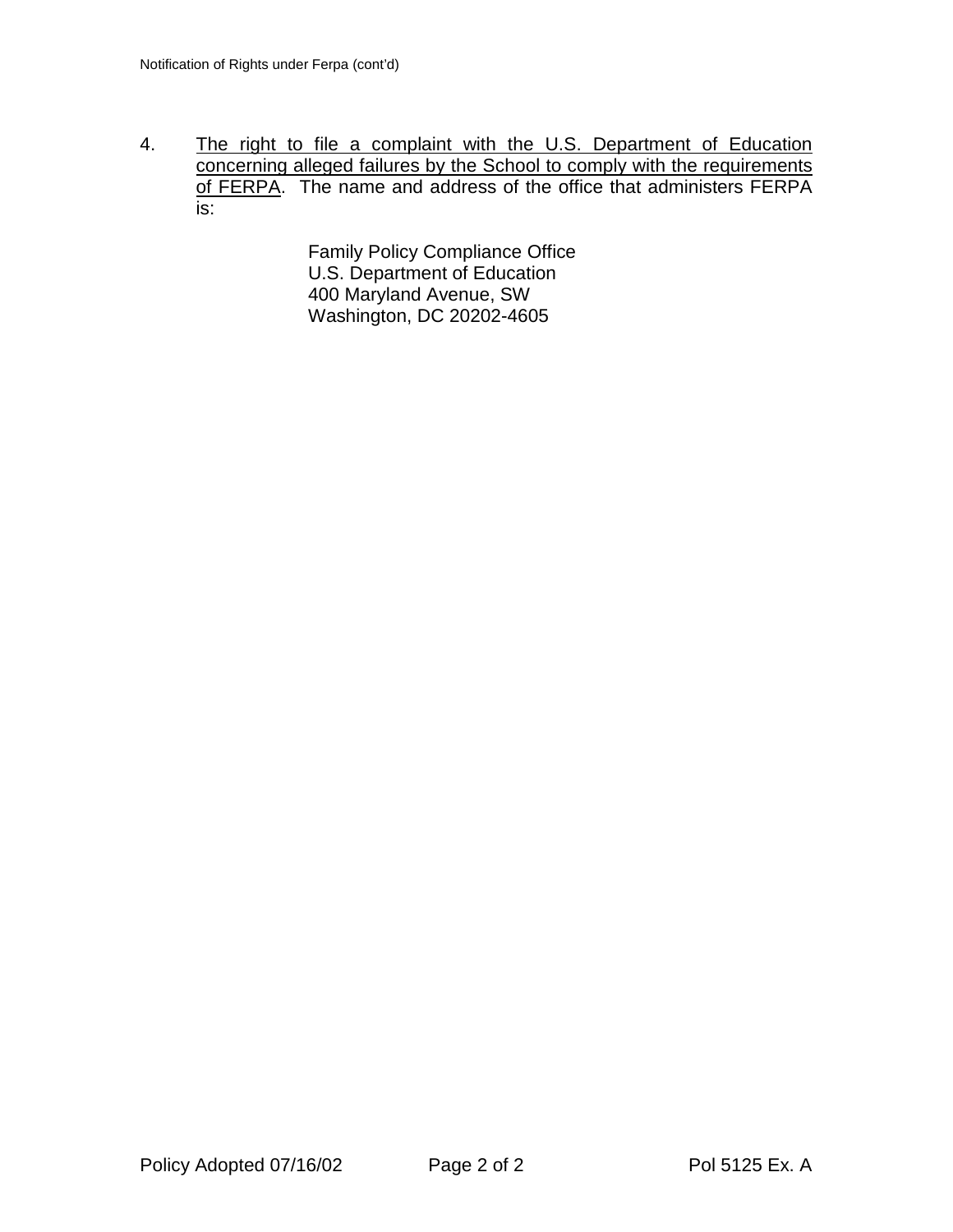4. The right to file a complaint with the U.S. Department of Education concerning alleged failures by the School to comply with the requirements of FERPA. The name and address of the office that administers FERPA is:

   Family Policy Compliance Office
   U.S. Department of Education
   400 Maryland Avenue, SW
   Washington, DC 20202-4605